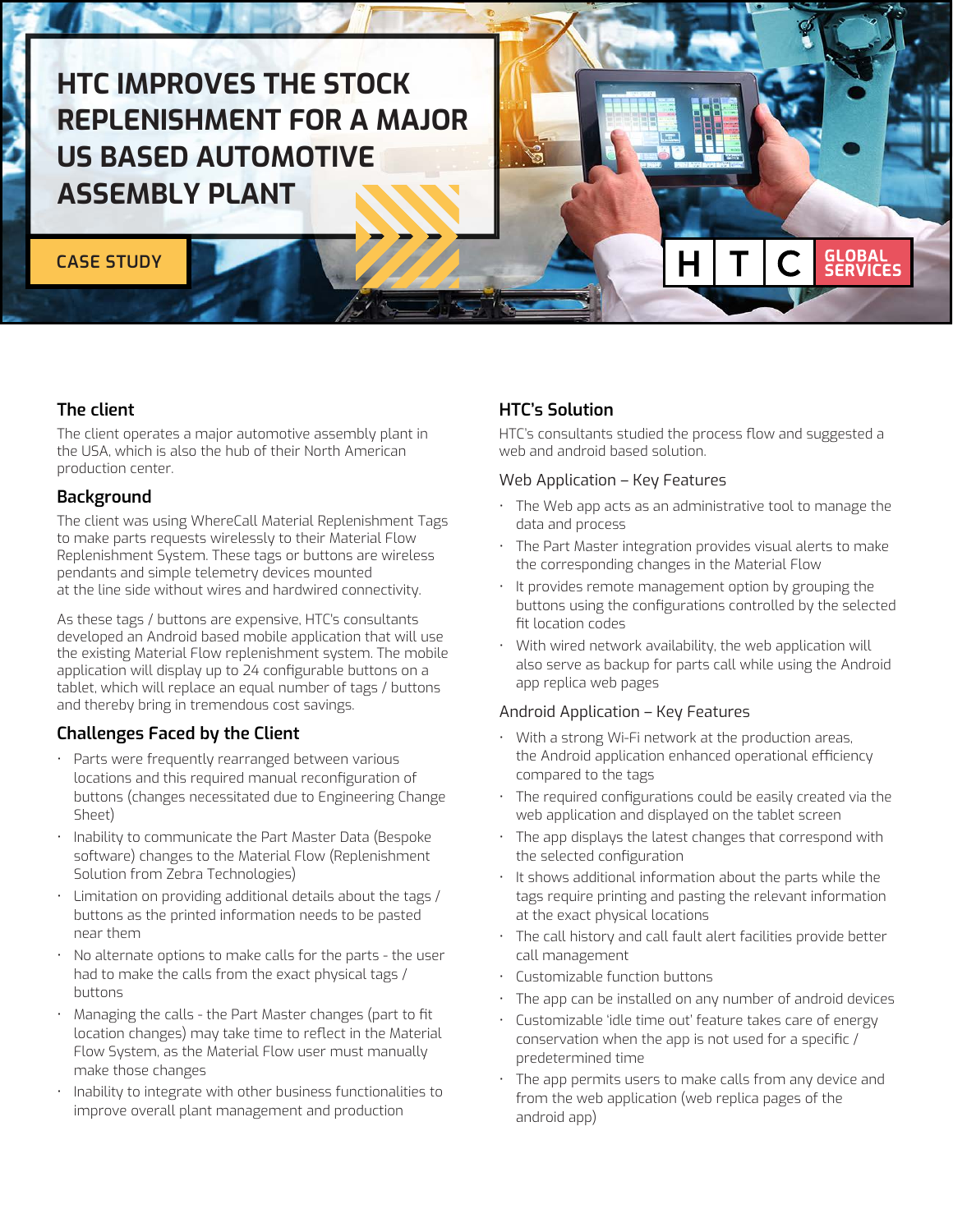# HTC IMPROVES THE STOCK REPLENISHMENT FOR A MAJOR US BASED AUTOMOTIVE ASSEMBLY PLANT

CASE STUDY

HTC GLOBAL SERVICES

## The client

The client operates a major automotive assembly plant in the USA, which is also the hub of their North American production center.

## Background

The client was using WhereCall Material Replenishment Tags to make parts requests wirelessly to their Material Flow Replenishment System. These tags or buttons are wireless pendants and simple telemetry devices mounted at the line side without wires and hardwired connectivity.

As these tags / buttons are expensive, HTC's consultants developed an Android based mobile application that will use the existing Material Flow replenishment system. The mobile application will display up to 24 configurable buttons on a tablet, which will replace an equal number of tags / buttons and thereby bring in tremendous cost savings.

## Challenges Faced by the Client

- Parts were frequently rearranged between various locations and this required manual reconfiguration of buttons (changes necessitated due to Engineering Change Sheet)
- Inability to communicate the Part Master Data (Bespoke software) changes to the Material Flow (Replenishment Solution from Zebra Technologies)
- Limitation on providing additional details about the tags / buttons as the printed information needs to be pasted near them
- No alternate options to make calls for the parts - the user had to make the calls from the exact physical tags / buttons
- Managing the calls - the Part Master changes (part to fit location changes) may take time to reflect in the Material Flow System, as the Material Flow user must manually make those changes
- Inability to integrate with other business functionalities to improve overall plant management and production

## HTC's Solution

HTC's consultants studied the process flow and suggested a web and android based solution.

### Web Application – Key Features

- The Web app acts as an administrative tool to manage the data and process
- The Part Master integration provides visual alerts to make the corresponding changes in the Material Flow
- It provides remote management option by grouping the buttons using the configurations controlled by the selected fit location codes
- With wired network availability, the web application will also serve as backup for parts call while using the Android app replica web pages

### Android Application – Key Features

- With a strong Wi-Fi network at the production areas, the Android application enhanced operational efficiency compared to the tags
- The required configurations could be easily created via the web application and displayed on the tablet screen
- The app displays the latest changes that correspond with the selected configuration
- It shows additional information about the parts while the tags require printing and pasting the relevant information at the exact physical locations
- The call history and call fault alert facilities provide better call management
- Customizable function buttons
- The app can be installed on any number of android devices
- Customizable 'idle time out' feature takes care of energy conservation when the app is not used for a specific / predetermined time
- The app permits users to make calls from any device and from the web application (web replica pages of the android app)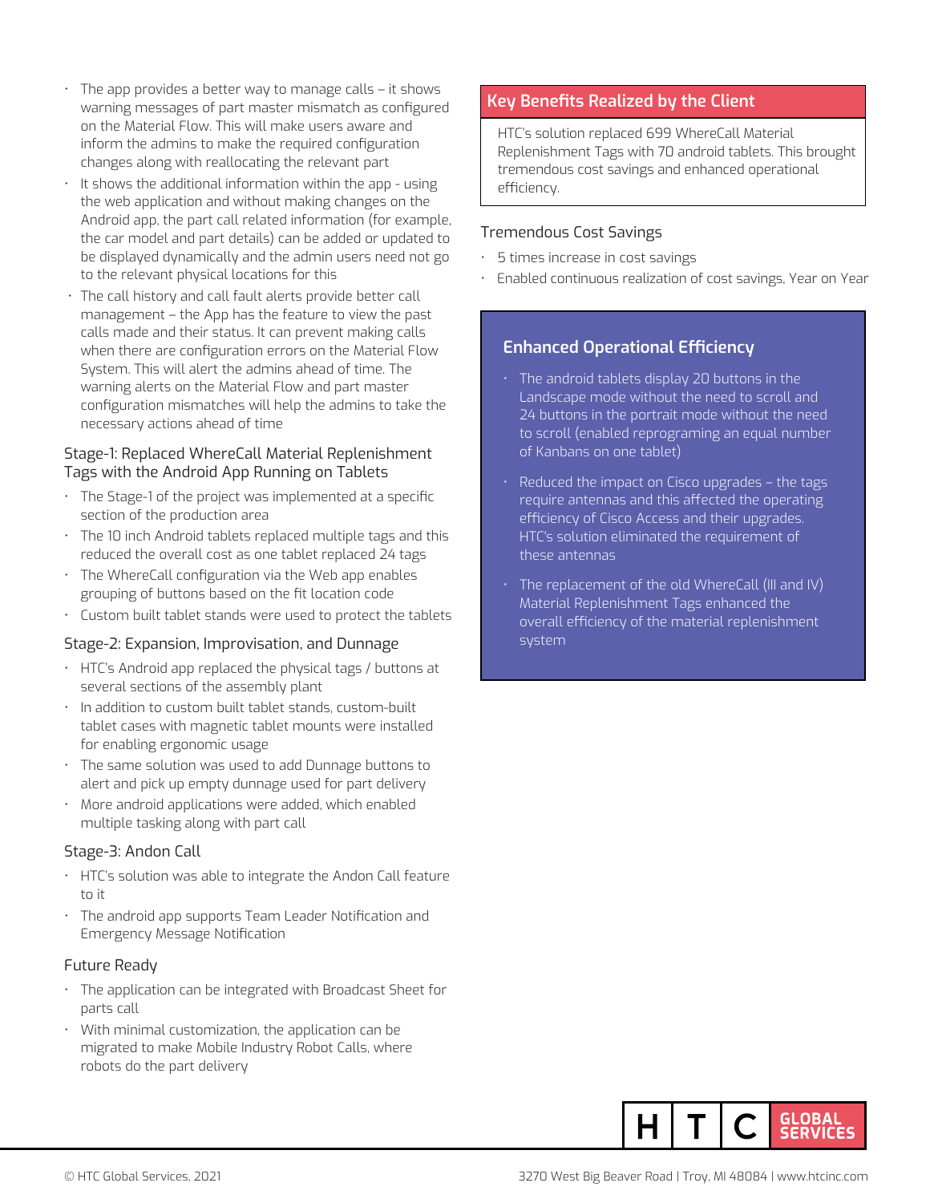- The app provides a better way to manage calls – it shows warning messages of part master mismatch as configured on the Material Flow. This will make users aware and inform the admins to make the required configuration changes along with reallocating the relevant part
- It shows the additional information within the app - using the web application and without making changes on the Android app, the part call related information (for example, the car model and part details) can be added or updated to be displayed dynamically and the admin users need not go to the relevant physical locations for this
- The call history and call fault alerts provide better call management – the App has the feature to view the past calls made and their status. It can prevent making calls when there are configuration errors on the Material Flow System. This will alert the admins ahead of time. The warning alerts on the Material Flow and part master configuration mismatches will help the admins to take the necessary actions ahead of time

### Stage-1: Replaced WhereCall Material Replenishment Tags with the Android App Running on Tablets

- The Stage-1 of the project was implemented at a specific section of the production area
- The 10 inch Android tablets replaced multiple tags and this reduced the overall cost as one tablet replaced 24 tags
- The WhereCall configuration via the Web app enables grouping of buttons based on the fit location code
- Custom built tablet stands were used to protect the tablets

### Stage-2: Expansion, Improvisation, and Dunnage

- HTC's Android app replaced the physical tags / buttons at several sections of the assembly plant
- In addition to custom built tablet stands, custom-built tablet cases with magnetic tablet mounts were installed for enabling ergonomic usage
- The same solution was used to add Dunnage buttons to alert and pick up empty dunnage used for part delivery
- More android applications were added, which enabled multiple tasking along with part call

### Stage-3: Andon Call

- HTC's solution was able to integrate the Andon Call feature to it
- The android app supports Team Leader Notification and Emergency Message Notification

### Future Ready

- The application can be integrated with Broadcast Sheet for parts call
- With minimal customization, the application can be migrated to make Mobile Industry Robot Calls, where robots do the part delivery

## Key Benefits Realized by the Client

HTC's solution replaced 699 WhereCall Material Replenishment Tags with 70 android tablets. This brought tremendous cost savings and enhanced operational efficiency.

### Tremendous Cost Savings

- 5 times increase in cost savings
- Enabled continuous realization of cost savings, Year on Year

### Enhanced Operational Efficiency

- The android tablets display 20 buttons in the Landscape mode without the need to scroll and 24 buttons in the portrait mode without the need to scroll (enabled reprograming an equal number of Kanbans on one tablet)
- Reduced the impact on Cisco upgrades – the tags require antennas and this affected the operating efficiency of Cisco Access and their upgrades. HTC's solution eliminated the requirement of these antennas
- The replacement of the old WhereCall (III and IV) Material Replenishment Tags enhanced the overall efficiency of the material replenishment system

© HTC Global Services, 2021

3270 West Big Beaver Road | Troy, MI 48084 | www.htcinc.com